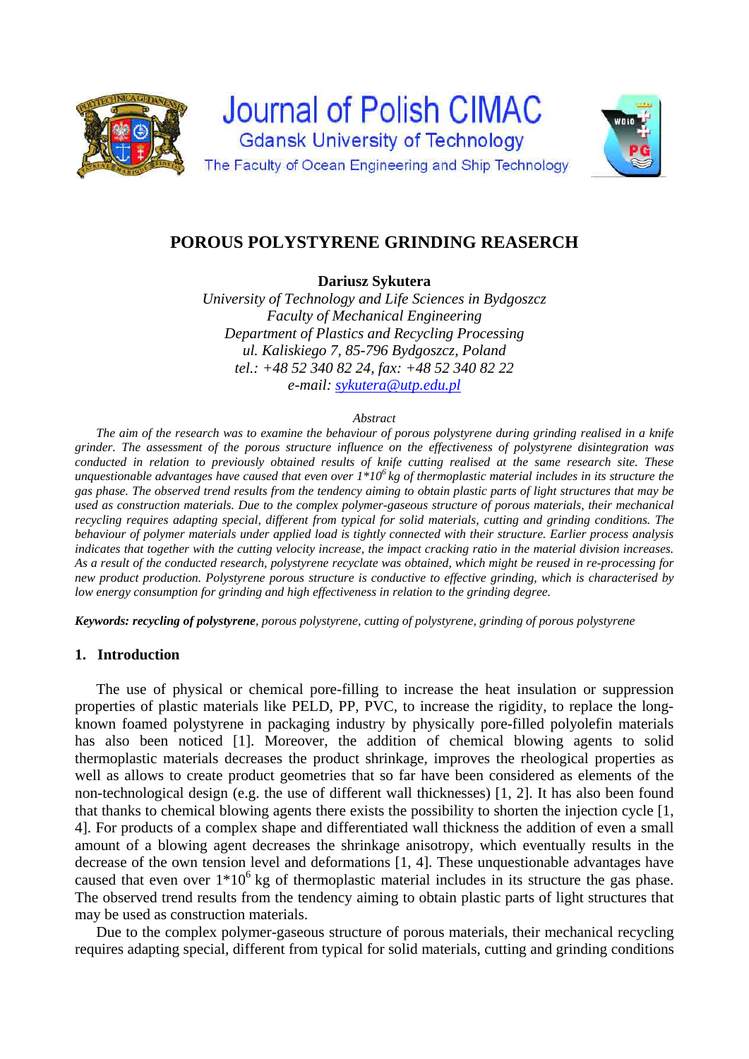# Journal of Polish CIMAC

Gdansk University of Technology

The Faculty of Ocean Engineering and Ship Technology

## POROUS POLYSTYRENE GRINDING REASERCH

**Dariusz Sykutera**

*University of Technology and Life Sciences in Bydgoszcz*
*Faculty of Mechanical Engineering*
*Department of Plastics and Recycling Processing*
*ul. Kaliskiego 7, 85-796 Bydgoszcz, Poland*
*tel.: +48 52 340 82 24, fax: +48 52 340 82 22*
*e-mail: sykutera@utp.edu.pl*

*Abstract*

*The aim of the research was to examine the behaviour of porous polystyrene during grinding realised in a knife grinder. The assessment of the porous structure influence on the effectiveness of polystyrene disintegration was conducted in relation to previously obtained results of knife cutting realised at the same research site. These unquestionable advantages have caused that even over $1*10^6$ kg of thermoplastic material includes in its structure the gas phase. The observed trend results from the tendency aiming to obtain plastic parts of light structures that may be used as construction materials. Due to the complex polymer-gaseous structure of porous materials, their mechanical recycling requires adapting special, different from typical for solid materials, cutting and grinding conditions. The behaviour of polymer materials under applied load is tightly connected with their structure. Earlier process analysis indicates that together with the cutting velocity increase, the impact cracking ratio in the material division increases. As a result of the conducted research, polystyrene recyclate was obtained, which might be reused in re-processing for new product production. Polystyrene porous structure is conductive to effective grinding, which is characterised by low energy consumption for grinding and high effectiveness in relation to the grinding degree.*

***Keywords: recycling of polystyrene**, porous polystyrene, cutting of polystyrene, grinding of porous polystyrene*

### 1. Introduction

The use of physical or chemical pore-filling to increase the heat insulation or suppression properties of plastic materials like PELD, PP, PVC, to increase the rigidity, to replace the long-known foamed polystyrene in packaging industry by physically pore-filled polyolefin materials has also been noticed [1]. Moreover, the addition of chemical blowing agents to solid thermoplastic materials decreases the product shrinkage, improves the rheological properties as well as allows to create product geometries that so far have been considered as elements of the non-technological design (e.g. the use of different wall thicknesses) [1, 2]. It has also been found that thanks to chemical blowing agents there exists the possibility to shorten the injection cycle [1, 4]. For products of a complex shape and differentiated wall thickness the addition of even a small amount of a blowing agent decreases the shrinkage anisotropy, which eventually results in the decrease of the own tension level and deformations [1, 4]. These unquestionable advantages have caused that even over $1*10^6$ kg of thermoplastic material includes in its structure the gas phase. The observed trend results from the tendency aiming to obtain plastic parts of light structures that may be used as construction materials.

Due to the complex polymer-gaseous structure of porous materials, their mechanical recycling requires adapting special, different from typical for solid materials, cutting and grinding conditions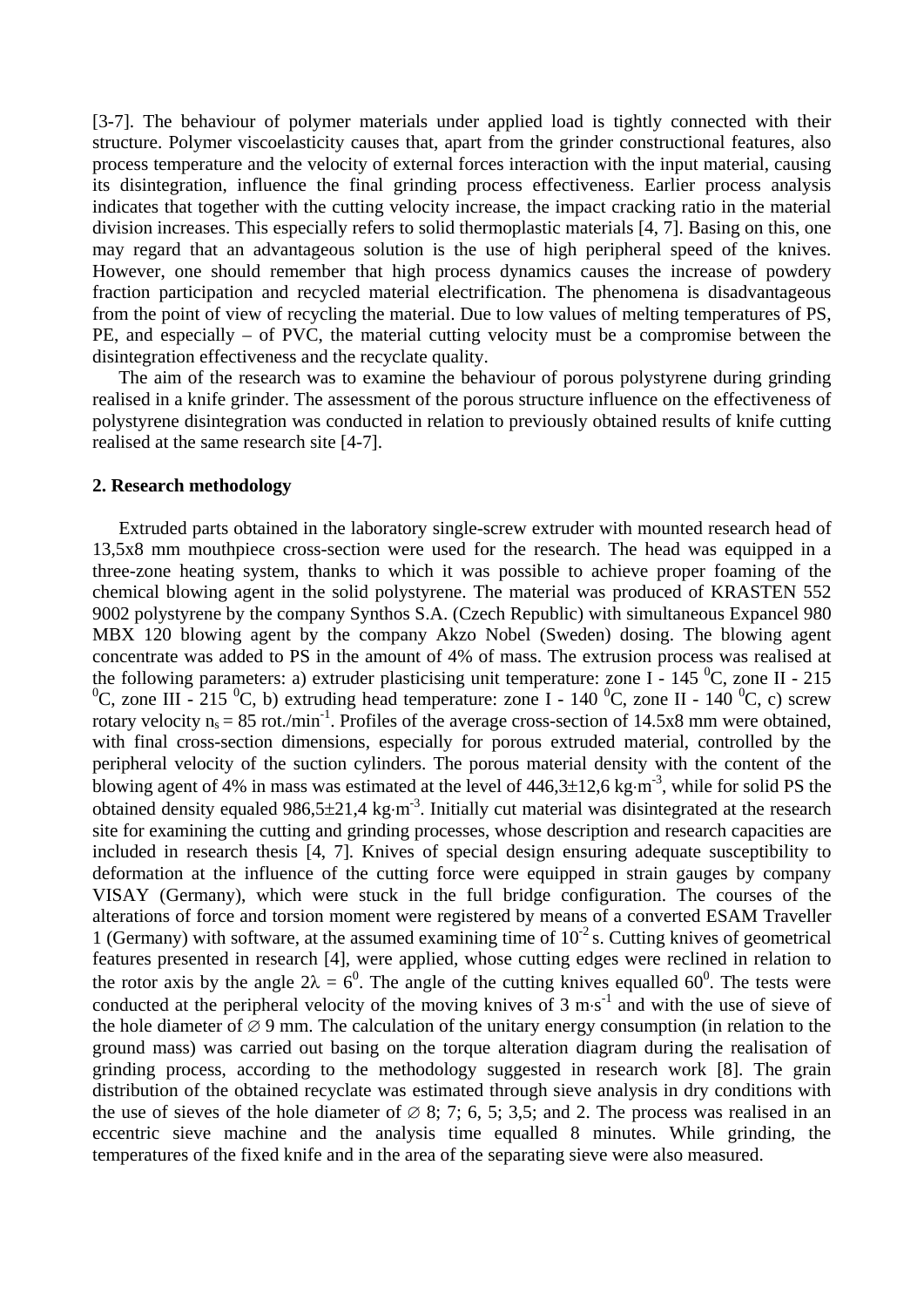[3-7]. The behaviour of polymer materials under applied load is tightly connected with their structure. Polymer viscoelasticity causes that, apart from the grinder constructional features, also process temperature and the velocity of external forces interaction with the input material, causing its disintegration, influence the final grinding process effectiveness. Earlier process analysis indicates that together with the cutting velocity increase, the impact cracking ratio in the material division increases. This especially refers to solid thermoplastic materials [4, 7]. Basing on this, one may regard that an advantageous solution is the use of high peripheral speed of the knives. However, one should remember that high process dynamics causes the increase of powdery fraction participation and recycled material electrification. The phenomena is disadvantageous from the point of view of recycling the material. Due to low values of melting temperatures of PS, PE, and especially – of PVC, the material cutting velocity must be a compromise between the disintegration effectiveness and the recyclate quality.

The aim of the research was to examine the behaviour of porous polystyrene during grinding realised in a knife grinder. The assessment of the porous structure influence on the effectiveness of polystyrene disintegration was conducted in relation to previously obtained results of knife cutting realised at the same research site [4-7].

## 2. Research methodology

Extruded parts obtained in the laboratory single-screw extruder with mounted research head of 13,5x8 mm mouthpiece cross-section were used for the research. The head was equipped in a three-zone heating system, thanks to which it was possible to achieve proper foaming of the chemical blowing agent in the solid polystyrene. The material was produced of KRASTEN 552 9002 polystyrene by the company Synthos S.A. (Czech Republic) with simultaneous Expancel 980 MBX 120 blowing agent by the company Akzo Nobel (Sweden) dosing. The blowing agent concentrate was added to PS in the amount of 4% of mass. The extrusion process was realised at the following parameters: a) extruder plasticising unit temperature: zone I - 145 $^0$C, zone II - 215 $^0$C, zone III - 215 $^0$C, b) extruding head temperature: zone I - 140 $^0$C, zone II - 140 $^0$C, c) screw rotary velocity $n_s$ = 85 rot./min$^{-1}$. Profiles of the average cross-section of 14.5x8 mm were obtained, with final cross-section dimensions, especially for porous extruded material, controlled by the peripheral velocity of the suction cylinders. The porous material density with the content of the blowing agent of 4% in mass was estimated at the level of 446,3±12,6 kg·m$^{-3}$, while for solid PS the obtained density equaled 986,5±21,4 kg·m$^{-3}$. Initially cut material was disintegrated at the research site for examining the cutting and grinding processes, whose description and research capacities are included in research thesis [4, 7]. Knives of special design ensuring adequate susceptibility to deformation at the influence of the cutting force were equipped in strain gauges by company VISAY (Germany), which were stuck in the full bridge configuration. The courses of the alterations of force and torsion moment were registered by means of a converted ESAM Traveller 1 (Germany) with software, at the assumed examining time of $10^{-2}$ s. Cutting knives of geometrical features presented in research [4], were applied, whose cutting edges were reclined in relation to the rotor axis by the angle $2\lambda = 6^0$. The angle of the cutting knives equalled $60^0$. The tests were conducted at the peripheral velocity of the moving knives of 3 m·s$^{-1}$ and with the use of sieve of the hole diameter of ∅ 9 mm. The calculation of the unitary energy consumption (in relation to the ground mass) was carried out basing on the torque alteration diagram during the realisation of grinding process, according to the methodology suggested in research work [8]. The grain distribution of the obtained recyclate was estimated through sieve analysis in dry conditions with the use of sieves of the hole diameter of ∅ 8; 7; 6, 5; 3,5; and 2. The process was realised in an eccentric sieve machine and the analysis time equalled 8 minutes. While grinding, the temperatures of the fixed knife and in the area of the separating sieve were also measured.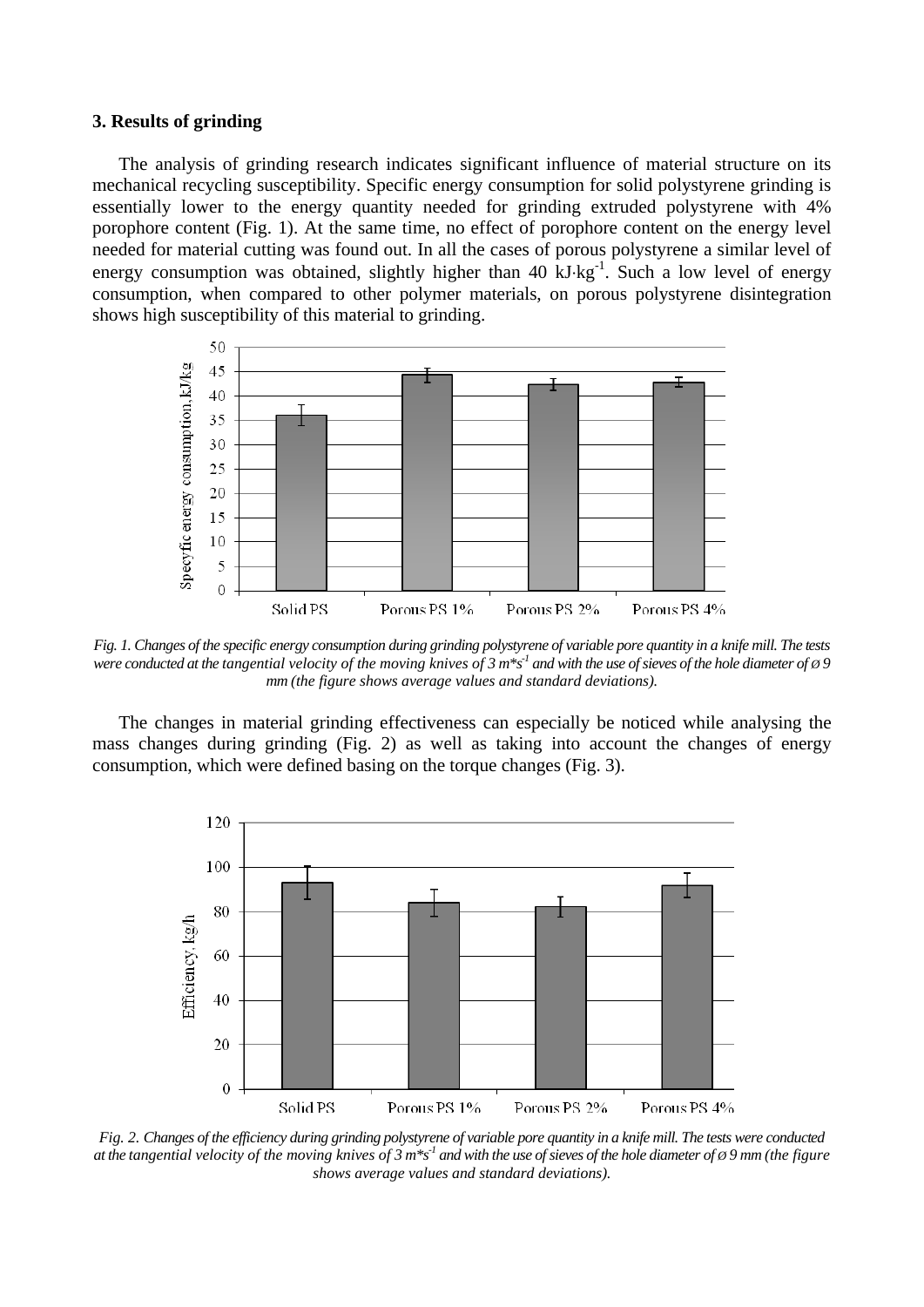### 3. Results of grinding

The analysis of grinding research indicates significant influence of material structure on its mechanical recycling susceptibility. Specific energy consumption for solid polystyrene grinding is essentially lower to the energy quantity needed for grinding extruded polystyrene with 4% porophore content (Fig. 1). At the same time, no effect of porophore content on the energy level needed for material cutting was found out. In all the cases of porous polystyrene a similar level of energy consumption was obtained, slightly higher than 40 $kJ \cdot kg^{-1}$. Such a low level of energy consumption, when compared to other polymer materials, on porous polystyrene disintegration shows high susceptibility of this material to grinding.

*Fig. 1. Changes of the specific energy consumption during grinding polystyrene of variable pore quantity in a knife mill. The tests were conducted at the tangential velocity of the moving knives of 3 $m*s^{-1}$ and with the use of sieves of the hole diameter of ø 9 mm (the figure shows average values and standard deviations).*

The changes in material grinding effectiveness can especially be noticed while analysing the mass changes during grinding (Fig. 2) as well as taking into account the changes of energy consumption, which were defined basing on the torque changes (Fig. 3).

*Fig. 2. Changes of the efficiency during grinding polystyrene of variable pore quantity in a knife mill. The tests were conducted at the tangential velocity of the moving knives of 3 $m*s^{-1}$ and with the use of sieves of the hole diameter of ø 9 mm (the figure shows average values and standard deviations).*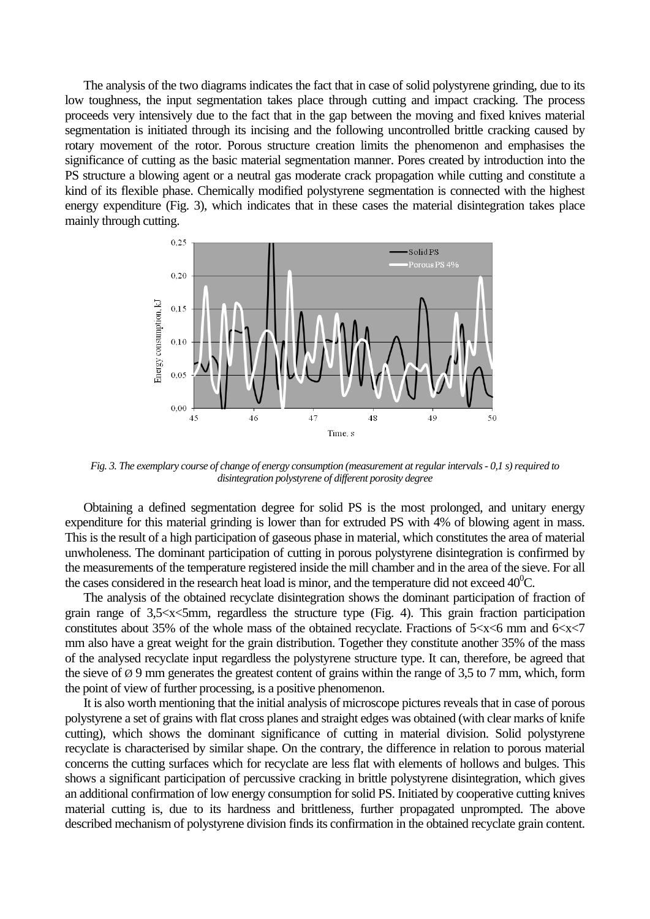The analysis of the two diagrams indicates the fact that in case of solid polystyrene grinding, due to its low toughness, the input segmentation takes place through cutting and impact cracking. The process proceeds very intensively due to the fact that in the gap between the moving and fixed knives material segmentation is initiated through its incising and the following uncontrolled brittle cracking caused by rotary movement of the rotor. Porous structure creation limits the phenomenon and emphasises the significance of cutting as the basic material segmentation manner. Pores created by introduction into the PS structure a blowing agent or a neutral gas moderate crack propagation while cutting and constitute a kind of its flexible phase. Chemically modified polystyrene segmentation is connected with the highest energy expenditure (Fig. 3), which indicates that in these cases the material disintegration takes place mainly through cutting.

*Fig. 3. The exemplary course of change of energy consumption (measurement at regular intervals - 0,1 s) required to disintegration polystyrene of different porosity degree*

Obtaining a defined segmentation degree for solid PS is the most prolonged, and unitary energy expenditure for this material grinding is lower than for extruded PS with 4% of blowing agent in mass. This is the result of a high participation of gaseous phase in material, which constitutes the area of material unwholeness. The dominant participation of cutting in porous polystyrene disintegration is confirmed by the measurements of the temperature registered inside the mill chamber and in the area of the sieve. For all the cases considered in the research heat load is minor, and the temperature did not exceed $40^0$C.

The analysis of the obtained recyclate disintegration shows the dominant participation of fraction of grain range of $3{,}5<x<5$mm, regardless the structure type (Fig. 4). This grain fraction participation constitutes about 35% of the whole mass of the obtained recyclate. Fractions of $5<x<6$ mm and $6<x<7$ mm also have a great weight for the grain distribution. Together they constitute another 35% of the mass of the analysed recyclate input regardless the polystyrene structure type. It can, therefore, be agreed that the sieve of Ø 9 mm generates the greatest content of grains within the range of 3,5 to 7 mm, which, form the point of view of further processing, is a positive phenomenon.

It is also worth mentioning that the initial analysis of microscope pictures reveals that in case of porous polystyrene a set of grains with flat cross planes and straight edges was obtained (with clear marks of knife cutting), which shows the dominant significance of cutting in material division. Solid polystyrene recyclate is characterised by similar shape. On the contrary, the difference in relation to porous material concerns the cutting surfaces which for recyclate are less flat with elements of hollows and bulges. This shows a significant participation of percussive cracking in brittle polystyrene disintegration, which gives an additional confirmation of low energy consumption for solid PS. Initiated by cooperative cutting knives material cutting is, due to its hardness and brittleness, further propagated unprompted. The above described mechanism of polystyrene division finds its confirmation in the obtained recyclate grain content.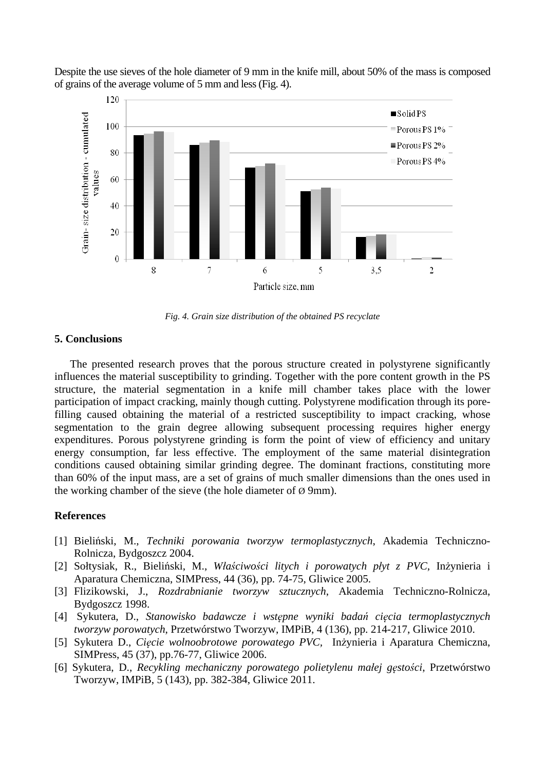Despite the use sieves of the hole diameter of 9 mm in the knife mill, about 50% of the mass is composed of grains of the average volume of 5 mm and less (Fig. 4).

*Fig. 4. Grain size distribution of the obtained PS recyclate*

## 5. Conclusions

The presented research proves that the porous structure created in polystyrene significantly influences the material susceptibility to grinding. Together with the pore content growth in the PS structure, the material segmentation in a knife mill chamber takes place with the lower participation of impact cracking, mainly though cutting. Polystyrene modification through its pore-filling caused obtaining the material of a restricted susceptibility to impact cracking, whose segmentation to the grain degree allowing subsequent processing requires higher energy expenditures. Porous polystyrene grinding is form the point of view of efficiency and unitary energy consumption, far less effective. The employment of the same material disintegration conditions caused obtaining similar grinding degree. The dominant fractions, constituting more than 60% of the input mass, are a set of grains of much smaller dimensions than the ones used in the working chamber of the sieve (the hole diameter of Ø 9mm).

## References

[1] Bieliński, M., *Techniki porowania tworzyw termoplastycznych*, Akademia Techniczno-Rolnicza, Bydgoszcz 2004.

[2] Sołtysiak, R., Bieliński, M., *Właściwości litych i porowatych płyt z PVC*, Inżynieria i Aparatura Chemiczna, SIMPress, 44 (36), pp. 74-75, Gliwice 2005.

[3] Flizikowski, J., *Rozdrabnianie tworzyw sztucznych*, Akademia Techniczno-Rolnicza, Bydgoszcz 1998.

[4] Sykutera, D., *Stanowisko badawcze i wstępne wyniki badań cięcia termoplastycznych tworzyw porowatych*, Przetwórstwo Tworzyw, IMPiB, 4 (136), pp. 214-217, Gliwice 2010.

[5] Sykutera D., *Cięcie wolnoobrotowe porowatego PVC,* Inżynieria i Aparatura Chemiczna, SIMPress, 45 (37), pp.76-77, Gliwice 2006.

[6] Sykutera, D., *Recykling mechaniczny porowatego polietylenu małej gęstości*, Przetwórstwo Tworzyw, IMPiB, 5 (143), pp. 382-384, Gliwice 2011.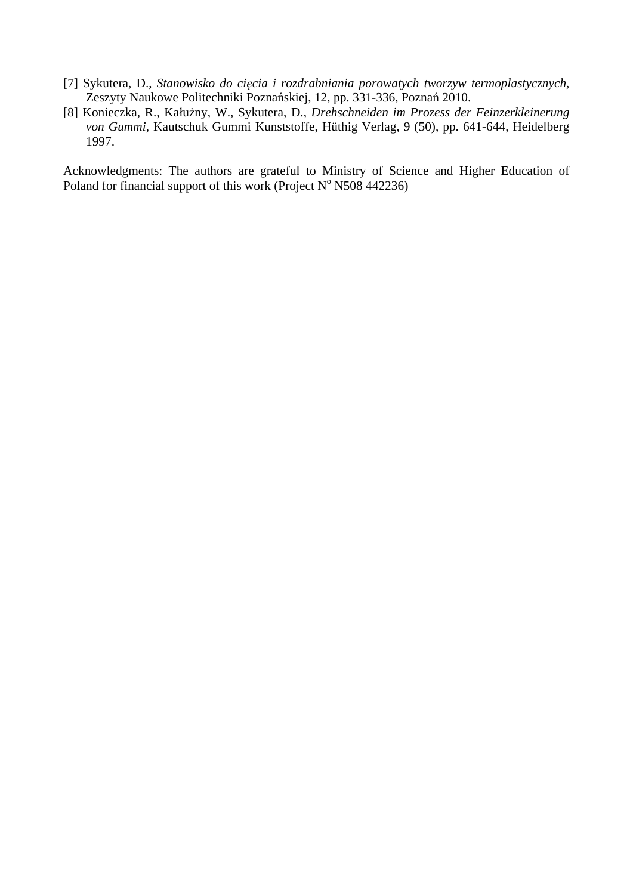[7] Sykutera, D., *Stanowisko do cięcia i rozdrabniania porowatych tworzyw termoplastycznych*, Zeszyty Naukowe Politechniki Poznańskiej, 12, pp. 331-336, Poznań 2010.

[8] Konieczka, R., Kałużny, W., Sykutera, D., *Drehschneiden im Prozess der Feinzerkleinerung von Gummi*, Kautschuk Gummi Kunststoffe, Hüthig Verlag, 9 (50), pp. 641-644, Heidelberg 1997.

Acknowledgments: The authors are grateful to Ministry of Science and Higher Education of Poland for financial support of this work (Project N$^{o}$ N508 442236)